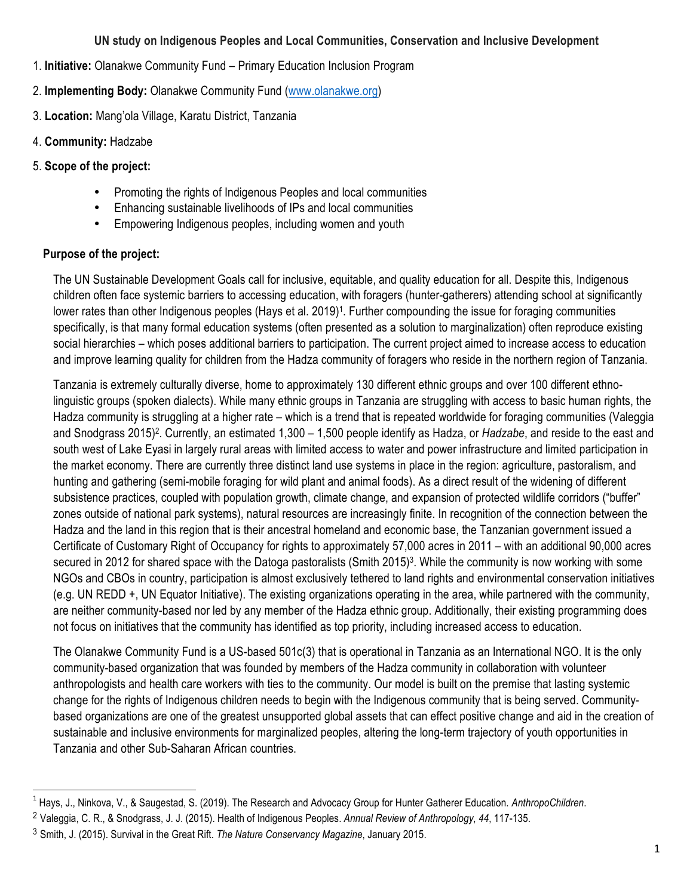**UN study on Indigenous Peoples and Local Communities, Conservation and Inclusive Development**

1. **Initiative:** Olanakwe Community Fund – Primary Education Inclusion Program
2. **Implementing Body:** Olanakwe Community Fund (www.olanakwe.org)
3. **Location:** Mang'ola Village, Karatu District, Tanzania
4. **Community:** Hadzabe
5. **Scope of the project:**
   - Promoting the rights of Indigenous Peoples and local communities
   - Enhancing sustainable livelihoods of IPs and local communities
   - Empowering Indigenous peoples, including women and youth

**Purpose of the project:**

The UN Sustainable Development Goals call for inclusive, equitable, and quality education for all. Despite this, Indigenous children often face systemic barriers to accessing education, with foragers (hunter-gatherers) attending school at significantly lower rates than other Indigenous peoples (Hays et al. 2019)[1]. Further compounding the issue for foraging communities specifically, is that many formal education systems (often presented as a solution to marginalization) often reproduce existing social hierarchies – which poses additional barriers to participation. The current project aimed to increase access to education and improve learning quality for children from the Hadza community of foragers who reside in the northern region of Tanzania.

Tanzania is extremely culturally diverse, home to approximately 130 different ethnic groups and over 100 different ethno-linguistic groups (spoken dialects). While many ethnic groups in Tanzania are struggling with access to basic human rights, the Hadza community is struggling at a higher rate – which is a trend that is repeated worldwide for foraging communities (Valeggia and Snodgrass 2015)[2]. Currently, an estimated 1,300 – 1,500 people identify as Hadza, or *Hadzabe*, and reside to the east and south west of Lake Eyasi in largely rural areas with limited access to water and power infrastructure and limited participation in the market economy. There are currently three distinct land use systems in place in the region: agriculture, pastoralism, and hunting and gathering (semi-mobile foraging for wild plant and animal foods). As a direct result of the widening of different subsistence practices, coupled with population growth, climate change, and expansion of protected wildlife corridors ("buffer" zones outside of national park systems), natural resources are increasingly finite. In recognition of the connection between the Hadza and the land in this region that is their ancestral homeland and economic base, the Tanzanian government issued a Certificate of Customary Right of Occupancy for rights to approximately 57,000 acres in 2011 – with an additional 90,000 acres secured in 2012 for shared space with the Datoga pastoralists (Smith 2015)[3]. While the community is now working with some NGOs and CBOs in country, participation is almost exclusively tethered to land rights and environmental conservation initiatives (e.g. UN REDD +, UN Equator Initiative). The existing organizations operating in the area, while partnered with the community, are neither community-based nor led by any member of the Hadza ethnic group. Additionally, their existing programming does not focus on initiatives that the community has identified as top priority, including increased access to education.

The Olanakwe Community Fund is a US-based 501c(3) that is operational in Tanzania as an International NGO. It is the only community-based organization that was founded by members of the Hadza community in collaboration with volunteer anthropologists and health care workers with ties to the community. Our model is built on the premise that lasting systemic change for the rights of Indigenous children needs to begin with the Indigenous community that is being served. Community-based organizations are one of the greatest unsupported global assets that can effect positive change and aid in the creation of sustainable and inclusive environments for marginalized peoples, altering the long-term trajectory of youth opportunities in Tanzania and other Sub-Saharan African countries.

---

[1] Hays, J., Ninkova, V., & Saugestad, S. (2019). The Research and Advocacy Group for Hunter Gatherer Education. *AnthropoChildren*.

[2] Valeggia, C. R., & Snodgrass, J. J. (2015). Health of Indigenous Peoples. *Annual Review of Anthropology*, *44*, 117-135.

[3] Smith, J. (2015). Survival in the Great Rift. *The Nature Conservancy Magazine*, January 2015.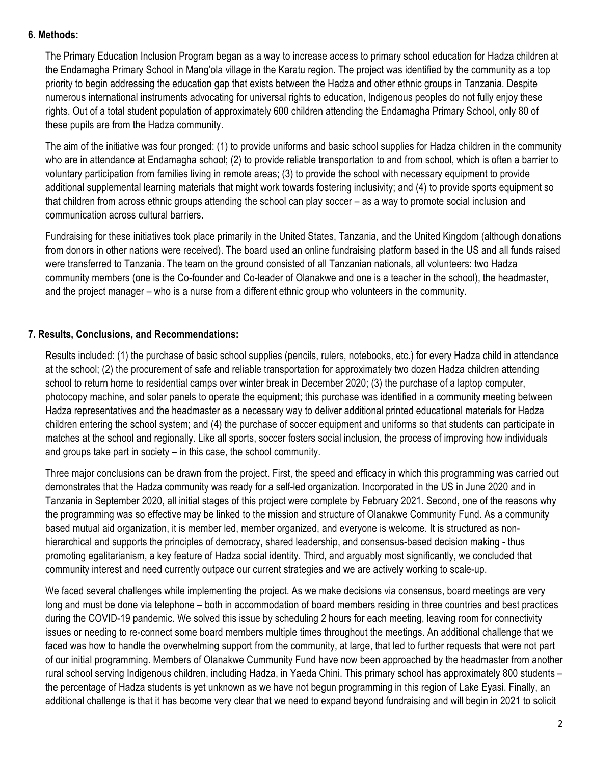## 6. Methods:

The Primary Education Inclusion Program began as a way to increase access to primary school education for Hadza children at the Endamagha Primary School in Mang'ola village in the Karatu region. The project was identified by the community as a top priority to begin addressing the education gap that exists between the Hadza and other ethnic groups in Tanzania. Despite numerous international instruments advocating for universal rights to education, Indigenous peoples do not fully enjoy these rights. Out of a total student population of approximately 600 children attending the Endamagha Primary School, only 80 of these pupils are from the Hadza community.

The aim of the initiative was four pronged: (1) to provide uniforms and basic school supplies for Hadza children in the community who are in attendance at Endamagha school; (2) to provide reliable transportation to and from school, which is often a barrier to voluntary participation from families living in remote areas; (3) to provide the school with necessary equipment to provide additional supplemental learning materials that might work towards fostering inclusivity; and (4) to provide sports equipment so that children from across ethnic groups attending the school can play soccer – as a way to promote social inclusion and communication across cultural barriers.

Fundraising for these initiatives took place primarily in the United States, Tanzania, and the United Kingdom (although donations from donors in other nations were received). The board used an online fundraising platform based in the US and all funds raised were transferred to Tanzania. The team on the ground consisted of all Tanzanian nationals, all volunteers: two Hadza community members (one is the Co-founder and Co-leader of Olanakwe and one is a teacher in the school), the headmaster, and the project manager – who is a nurse from a different ethnic group who volunteers in the community.

## 7. Results, Conclusions, and Recommendations:

Results included: (1) the purchase of basic school supplies (pencils, rulers, notebooks, etc.) for every Hadza child in attendance at the school; (2) the procurement of safe and reliable transportation for approximately two dozen Hadza children attending school to return home to residential camps over winter break in December 2020; (3) the purchase of a laptop computer, photocopy machine, and solar panels to operate the equipment; this purchase was identified in a community meeting between Hadza representatives and the headmaster as a necessary way to deliver additional printed educational materials for Hadza children entering the school system; and (4) the purchase of soccer equipment and uniforms so that students can participate in matches at the school and regionally. Like all sports, soccer fosters social inclusion, the process of improving how individuals and groups take part in society – in this case, the school community.

Three major conclusions can be drawn from the project. First, the speed and efficacy in which this programming was carried out demonstrates that the Hadza community was ready for a self-led organization. Incorporated in the US in June 2020 and in Tanzania in September 2020, all initial stages of this project were complete by February 2021. Second, one of the reasons why the programming was so effective may be linked to the mission and structure of Olanakwe Community Fund. As a community based mutual aid organization, it is member led, member organized, and everyone is welcome. It is structured as non-hierarchical and supports the principles of democracy, shared leadership, and consensus-based decision making - thus promoting egalitarianism, a key feature of Hadza social identity. Third, and arguably most significantly, we concluded that community interest and need currently outpace our current strategies and we are actively working to scale-up.

We faced several challenges while implementing the project. As we make decisions via consensus, board meetings are very long and must be done via telephone – both in accommodation of board members residing in three countries and best practices during the COVID-19 pandemic. We solved this issue by scheduling 2 hours for each meeting, leaving room for connectivity issues or needing to re-connect some board members multiple times throughout the meetings. An additional challenge that we faced was how to handle the overwhelming support from the community, at large, that led to further requests that were not part of our initial programming. Members of Olanakwe Cummunity Fund have now been approached by the headmaster from another rural school serving Indigenous children, including Hadza, in Yaeda Chini. This primary school has approximately 800 students – the percentage of Hadza students is yet unknown as we have not begun programming in this region of Lake Eyasi. Finally, an additional challenge is that it has become very clear that we need to expand beyond fundraising and will begin in 2021 to solicit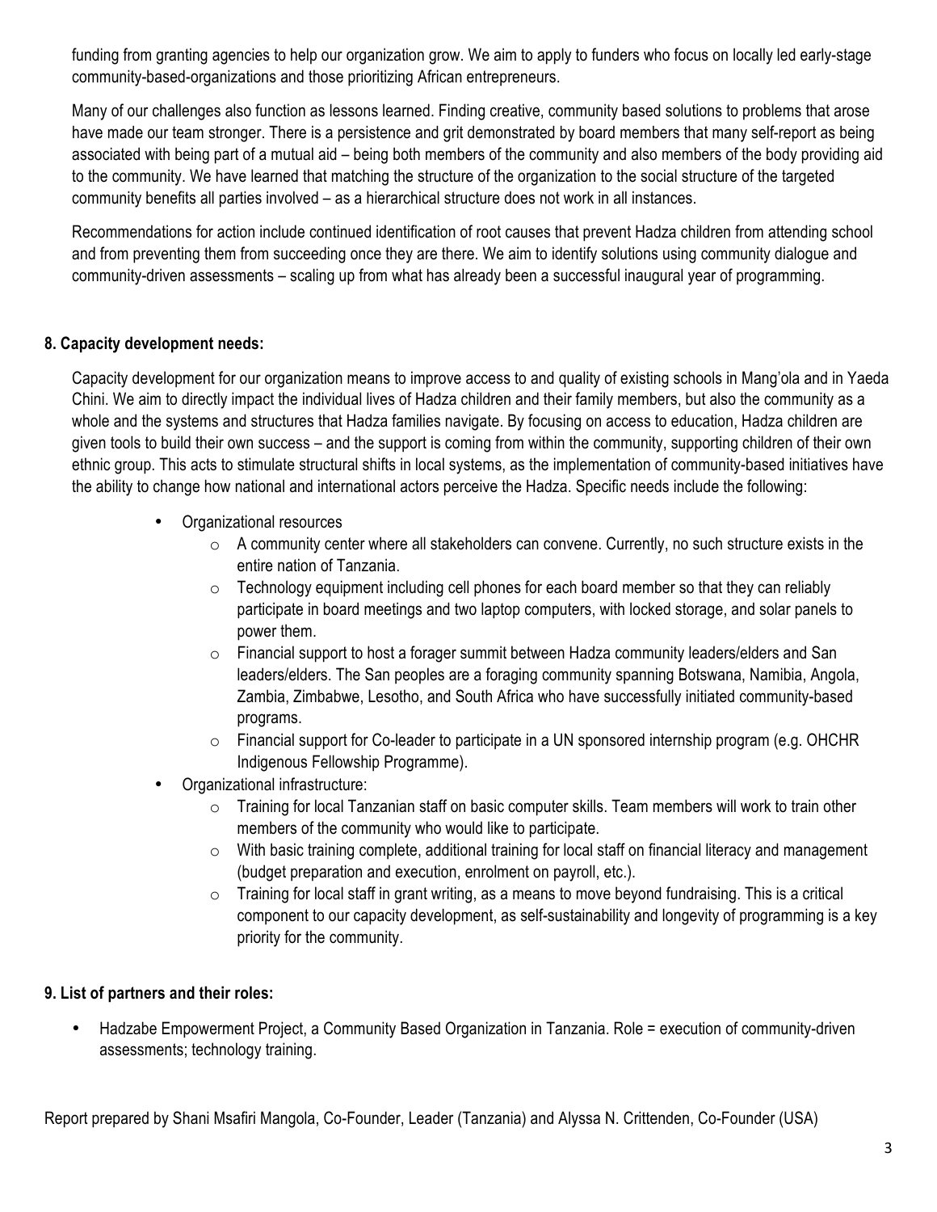funding from granting agencies to help our organization grow. We aim to apply to funders who focus on locally led early-stage community-based-organizations and those prioritizing African entrepreneurs.

Many of our challenges also function as lessons learned. Finding creative, community based solutions to problems that arose have made our team stronger. There is a persistence and grit demonstrated by board members that many self-report as being associated with being part of a mutual aid – being both members of the community and also members of the body providing aid to the community. We have learned that matching the structure of the organization to the social structure of the targeted community benefits all parties involved – as a hierarchical structure does not work in all instances.

Recommendations for action include continued identification of root causes that prevent Hadza children from attending school and from preventing them from succeeding once they are there. We aim to identify solutions using community dialogue and community-driven assessments – scaling up from what has already been a successful inaugural year of programming.

**8. Capacity development needs:**

Capacity development for our organization means to improve access to and quality of existing schools in Mang'ola and in Yaeda Chini. We aim to directly impact the individual lives of Hadza children and their family members, but also the community as a whole and the systems and structures that Hadza families navigate. By focusing on access to education, Hadza children are given tools to build their own success – and the support is coming from within the community, supporting children of their own ethnic group. This acts to stimulate structural shifts in local systems, as the implementation of community-based initiatives have the ability to change how national and international actors perceive the Hadza. Specific needs include the following:

- Organizational resources
  - A community center where all stakeholders can convene. Currently, no such structure exists in the entire nation of Tanzania.
  - Technology equipment including cell phones for each board member so that they can reliably participate in board meetings and two laptop computers, with locked storage, and solar panels to power them.
  - Financial support to host a forager summit between Hadza community leaders/elders and San leaders/elders. The San peoples are a foraging community spanning Botswana, Namibia, Angola, Zambia, Zimbabwe, Lesotho, and South Africa who have successfully initiated community-based programs.
  - Financial support for Co-leader to participate in a UN sponsored internship program (e.g. OHCHR Indigenous Fellowship Programme).
- Organizational infrastructure:
  - Training for local Tanzanian staff on basic computer skills. Team members will work to train other members of the community who would like to participate.
  - With basic training complete, additional training for local staff on financial literacy and management (budget preparation and execution, enrolment on payroll, etc.).
  - Training for local staff in grant writing, as a means to move beyond fundraising. This is a critical component to our capacity development, as self-sustainability and longevity of programming is a key priority for the community.

**9. List of partners and their roles:**

- Hadzabe Empowerment Project, a Community Based Organization in Tanzania. Role = execution of community-driven assessments; technology training.

Report prepared by Shani Msafiri Mangola, Co-Founder, Leader (Tanzania) and Alyssa N. Crittenden, Co-Founder (USA)